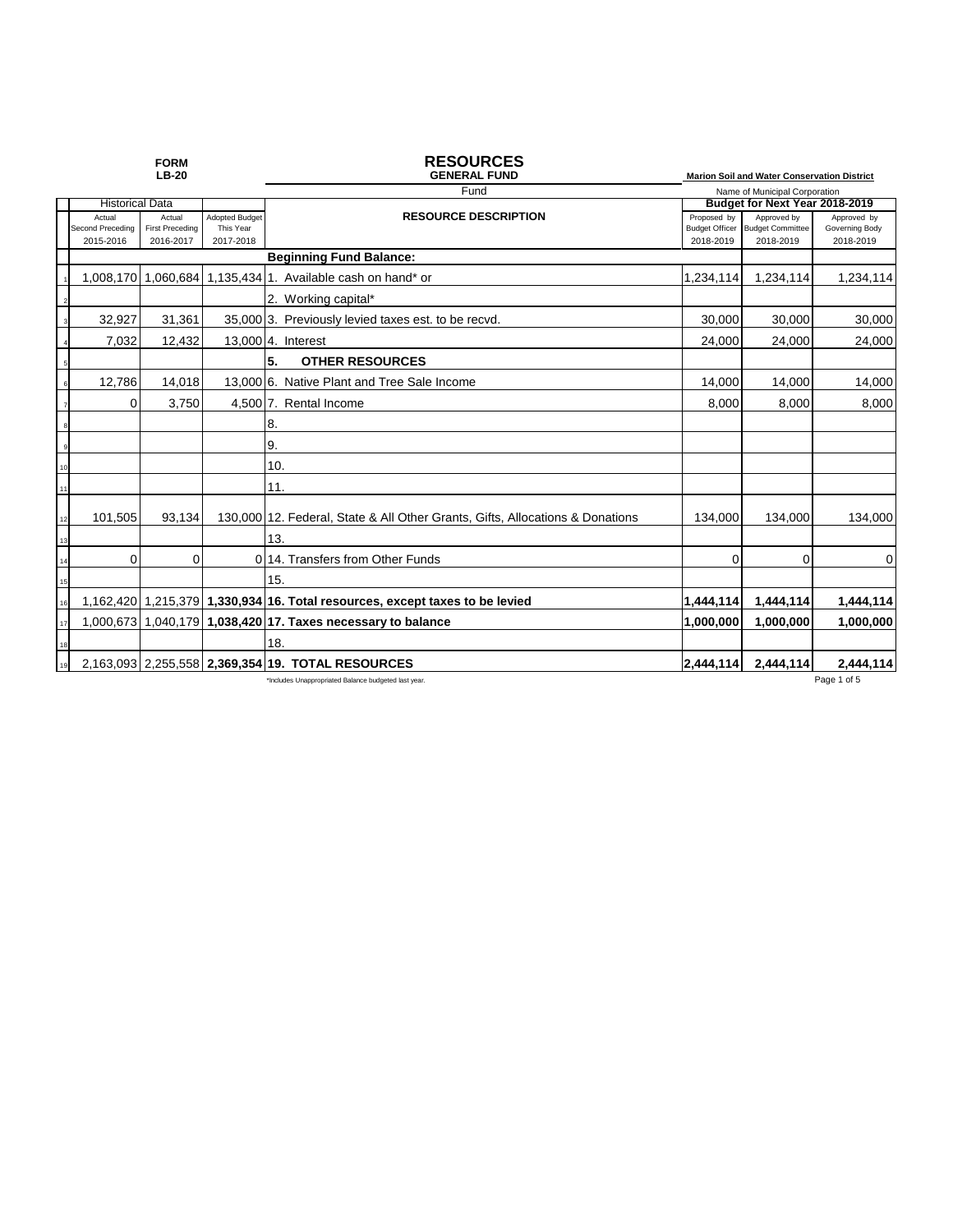**FORM LB-20**

# RESOURCES

**GENERAL FUND**

Fund

**Marion Soil and Water Conservation District**

Name of Municipal Corporation

| | Historical Data | | | RESOURCE DESCRIPTION | Budget for Next Year 2018-2019 | | |
|---|---|---|---|---|---|---|---|
| | Actual Second Preceding 2015-2016 | Actual First Preceding 2016-2017 | Adopted Budget This Year 2017-2018 | | Proposed by Budget Officer 2018-2019 | Approved by Budget Committee 2018-2019 | Approved by Governing Body 2018-2019 |
| | | | | **Beginning Fund Balance:** | | | |
| 1 | 1,008,170 | 1,060,684 | 1,135,434 | 1. Available cash on hand* or | 1,234,114 | 1,234,114 | 1,234,114 |
| 2 | | | | 2. Working capital* | | | |
| 3 | 32,927 | 31,361 | 35,000 | 3. Previously levied taxes est. to be recvd. | 30,000 | 30,000 | 30,000 |
| 4 | 7,032 | 12,432 | 13,000 | 4. Interest | 24,000 | 24,000 | 24,000 |
| 5 | | | | **5. OTHER RESOURCES** | | | |
| 6 | 12,786 | 14,018 | 13,000 | 6. Native Plant and Tree Sale Income | 14,000 | 14,000 | 14,000 |
| 7 | 0 | 3,750 | 4,500 | 7. Rental Income | 8,000 | 8,000 | 8,000 |
| 8 | | | | 8. | | | |
| 9 | | | | 9. | | | |
| 10 | | | | 10. | | | |
| 11 | | | | 11. | | | |
| 12 | 101,505 | 93,134 | 130,000 | 12. Federal, State & All Other Grants, Gifts, Allocations & Donations | 134,000 | 134,000 | 134,000 |
| 13 | | | | 13. | | | |
| 14 | 0 | 0 | 0 | 14. Transfers from Other Funds | 0 | 0 | 0 |
| 15 | | | | 15. | | | |
| 16 | 1,162,420 | 1,215,379 | **1,330,934** | **16. Total resources, except taxes to be levied** | **1,444,114** | **1,444,114** | **1,444,114** |
| 17 | 1,000,673 | 1,040,179 | **1,038,420** | **17. Taxes necessary to balance** | **1,000,000** | **1,000,000** | **1,000,000** |
| 18 | | | | 18. | | | |
| 19 | 2,163,093 | 2,255,558 | **2,369,354** | **19. TOTAL RESOURCES** | **2,444,114** | **2,444,114** | **2,444,114** |

*Includes Unappropriated Balance budgeted last year.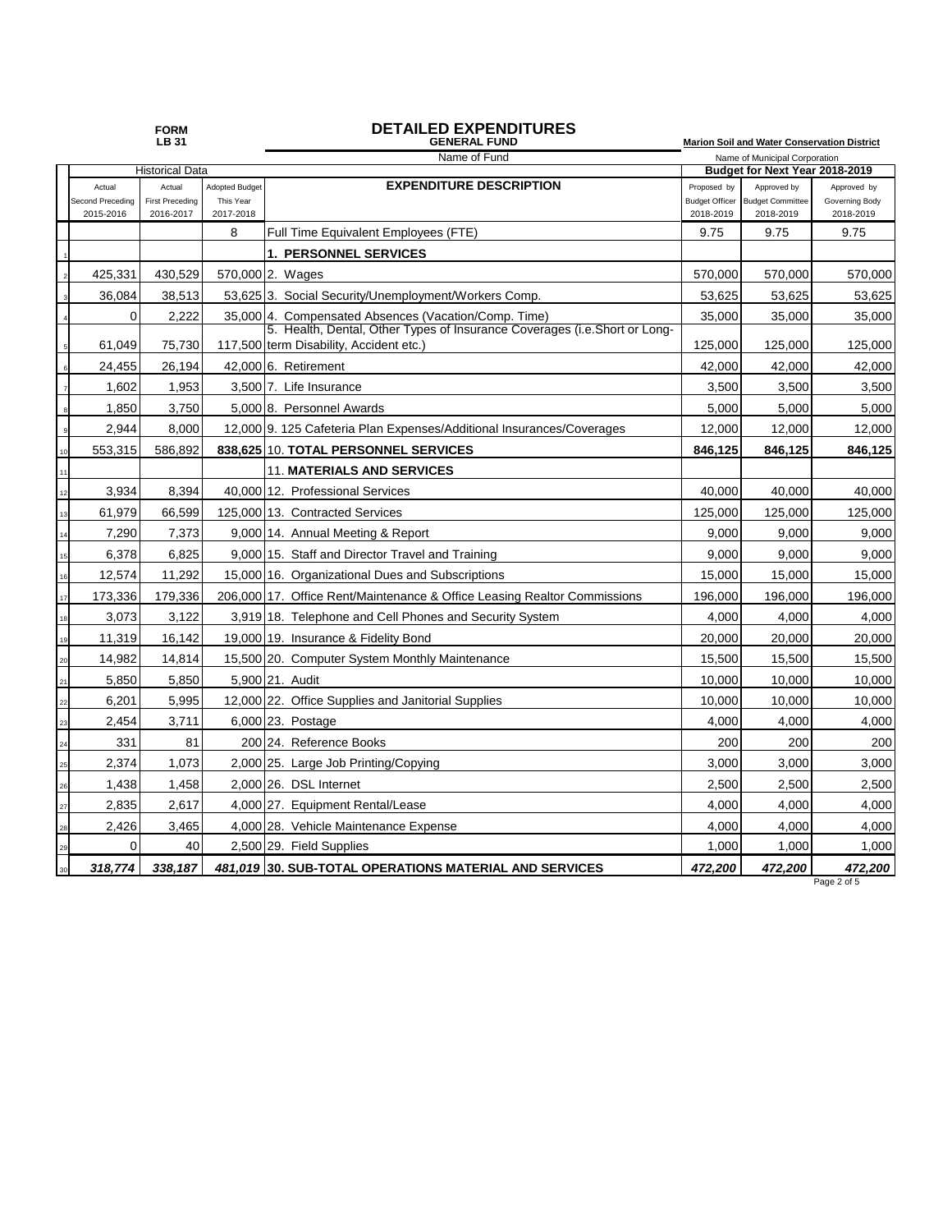FORM
LB 31

# DETAILED EXPENDITURES

**GENERAL FUND**
Name of Fund

**Marion Soil and Water Conservation District**
Name of Municipal Corporation

| | Historical Data | | | | Budget for Next Year 2018-2019 | | |
|---|---|---|---|---|---|---|---|
| | Actual Second Preceding 2015-2016 | Actual First Preceding 2016-2017 | Adopted Budget This Year 2017-2018 | **EXPENDITURE DESCRIPTION** | Proposed by Budget Officer 2018-2019 | Approved by Budget Committee 2018-2019 | Approved by Governing Body 2018-2019 |
| | | | 8 | Full Time Equivalent Employees (FTE) | 9.75 | 9.75 | 9.75 |
| 1 | | | | **1. PERSONNEL SERVICES** | | | |
| 2 | 425,331 | 430,529 | 570,000 | 2. Wages | 570,000 | 570,000 | 570,000 |
| 3 | 36,084 | 38,513 | 53,625 | 3. Social Security/Unemployment/Workers Comp. | 53,625 | 53,625 | 53,625 |
| 4 | 0 | 2,222 | 35,000 | 4. Compensated Absences (Vacation/Comp. Time) | 35,000 | 35,000 | 35,000 |
| 5 | 61,049 | 75,730 | 117,500 | 5. Health, Dental, Other Types of Insurance Coverages (i.e.Short or Long-term Disability, Accident etc.) | 125,000 | 125,000 | 125,000 |
| 6 | 24,455 | 26,194 | 42,000 | 6. Retirement | 42,000 | 42,000 | 42,000 |
| 7 | 1,602 | 1,953 | 3,500 | 7. Life Insurance | 3,500 | 3,500 | 3,500 |
| 8 | 1,850 | 3,750 | 5,000 | 8. Personnel Awards | 5,000 | 5,000 | 5,000 |
| 9 | 2,944 | 8,000 | 12,000 | 9. 125 Cafeteria Plan Expenses/Additional Insurances/Coverages | 12,000 | 12,000 | 12,000 |
| 10 | 553,315 | 586,892 | **838,625** | 10. **TOTAL PERSONNEL SERVICES** | **846,125** | **846,125** | **846,125** |
| 11 | | | | 11. **MATERIALS AND SERVICES** | | | |
| 12 | 3,934 | 8,394 | 40,000 | 12. Professional Services | 40,000 | 40,000 | 40,000 |
| 13 | 61,979 | 66,599 | 125,000 | 13. Contracted Services | 125,000 | 125,000 | 125,000 |
| 14 | 7,290 | 7,373 | 9,000 | 14. Annual Meeting & Report | 9,000 | 9,000 | 9,000 |
| 15 | 6,378 | 6,825 | 9,000 | 15. Staff and Director Travel and Training | 9,000 | 9,000 | 9,000 |
| 16 | 12,574 | 11,292 | 15,000 | 16. Organizational Dues and Subscriptions | 15,000 | 15,000 | 15,000 |
| 17 | 173,336 | 179,336 | 206,000 | 17. Office Rent/Maintenance & Office Leasing Realtor Commissions | 196,000 | 196,000 | 196,000 |
| 18 | 3,073 | 3,122 | 3,919 | 18. Telephone and Cell Phones and Security System | 4,000 | 4,000 | 4,000 |
| 19 | 11,319 | 16,142 | 19,000 | 19. Insurance & Fidelity Bond | 20,000 | 20,000 | 20,000 |
| 20 | 14,982 | 14,814 | 15,500 | 20. Computer System Monthly Maintenance | 15,500 | 15,500 | 15,500 |
| 21 | 5,850 | 5,850 | 5,900 | 21. Audit | 10,000 | 10,000 | 10,000 |
| 22 | 6,201 | 5,995 | 12,000 | 22. Office Supplies and Janitorial Supplies | 10,000 | 10,000 | 10,000 |
| 23 | 2,454 | 3,711 | 6,000 | 23. Postage | 4,000 | 4,000 | 4,000 |
| 24 | 331 | 81 | 200 | 24. Reference Books | 200 | 200 | 200 |
| 25 | 2,374 | 1,073 | 2,000 | 25. Large Job Printing/Copying | 3,000 | 3,000 | 3,000 |
| 26 | 1,438 | 1,458 | 2,000 | 26. DSL Internet | 2,500 | 2,500 | 2,500 |
| 27 | 2,835 | 2,617 | 4,000 | 27. Equipment Rental/Lease | 4,000 | 4,000 | 4,000 |
| 28 | 2,426 | 3,465 | 4,000 | 28. Vehicle Maintenance Expense | 4,000 | 4,000 | 4,000 |
| 29 | 0 | 40 | 2,500 | 29. Field Supplies | 1,000 | 1,000 | 1,000 |
| 30 | ***318,774*** | ***338,187*** | ***481,019*** | **30. SUB-TOTAL OPERATIONS MATERIAL AND SERVICES** | ***472,200*** | ***472,200*** | ***472,200*** |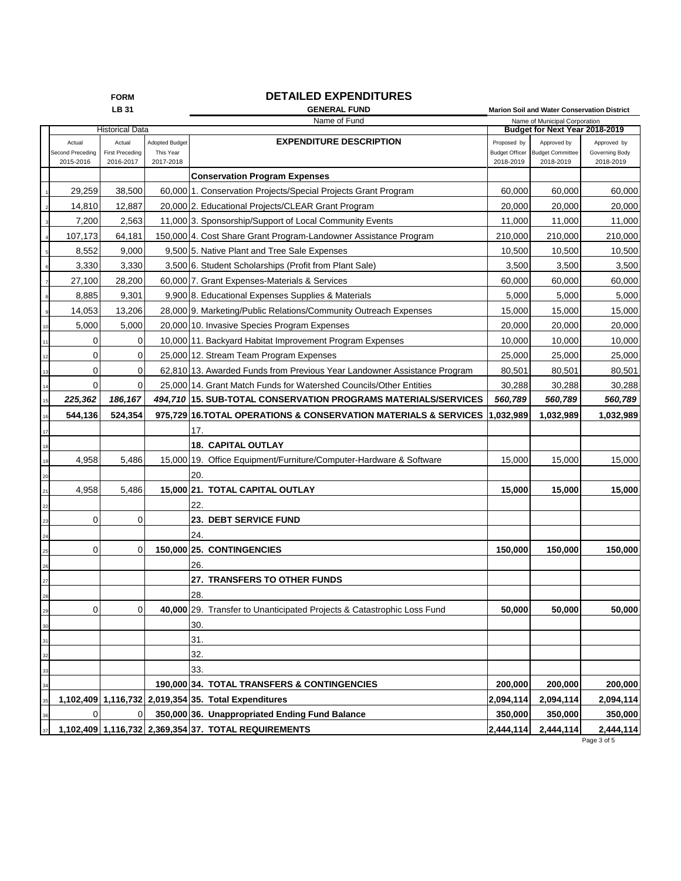**FORM**
**LB 31**

# DETAILED EXPENDITURES

**GENERAL FUND**
Name of Fund

**Marion Soil and Water Conservation District**
Name of Municipal Corporation

| | Historical Data | | | | Budget for Next Year 2018-2019 | | |
|---|---|---|---|---|---|---|---|
| | Actual Second Preceding 2015-2016 | Actual First Preceding 2016-2017 | Adopted Budget This Year 2017-2018 | **EXPENDITURE DESCRIPTION** | Proposed by Budget Officer 2018-2019 | Approved by Budget Committee 2018-2019 | Approved by Governing Body 2018-2019 |
| | | | | **Conservation Program Expenses** | | | |
| 1 | 29,259 | 38,500 | 60,000 | 1. Conservation Projects/Special Projects Grant Program | 60,000 | 60,000 | 60,000 |
| 2 | 14,810 | 12,887 | 20,000 | 2. Educational Projects/CLEAR Grant Program | 20,000 | 20,000 | 20,000 |
| 3 | 7,200 | 2,563 | 11,000 | 3. Sponsorship/Support of Local Community Events | 11,000 | 11,000 | 11,000 |
| 4 | 107,173 | 64,181 | 150,000 | 4. Cost Share Grant Program-Landowner Assistance Program | 210,000 | 210,000 | 210,000 |
| 5 | 8,552 | 9,000 | 9,500 | 5. Native Plant and Tree Sale Expenses | 10,500 | 10,500 | 10,500 |
| 6 | 3,330 | 3,330 | 3,500 | 6. Student Scholarships (Profit from Plant Sale) | 3,500 | 3,500 | 3,500 |
| 7 | 27,100 | 28,200 | 60,000 | 7. Grant Expenses-Materials & Services | 60,000 | 60,000 | 60,000 |
| 8 | 8,885 | 9,301 | 9,900 | 8. Educational Expenses Supplies & Materials | 5,000 | 5,000 | 5,000 |
| 9 | 14,053 | 13,206 | 28,000 | 9. Marketing/Public Relations/Community Outreach Expenses | 15,000 | 15,000 | 15,000 |
| 10 | 5,000 | 5,000 | 20,000 | 10. Invasive Species Program Expenses | 20,000 | 20,000 | 20,000 |
| 11 | 0 | 0 | 10,000 | 11. Backyard Habitat Improvement Program Expenses | 10,000 | 10,000 | 10,000 |
| 12 | 0 | 0 | 25,000 | 12. Stream Team Program Expenses | 25,000 | 25,000 | 25,000 |
| 13 | 0 | 0 | 62,810 | 13. Awarded Funds from Previous Year Landowner Assistance Program | 80,501 | 80,501 | 80,501 |
| 14 | 0 | 0 | 25,000 | 14. Grant Match Funds for Watershed Councils/Other Entities | 30,288 | 30,288 | 30,288 |
| 15 | ***225,362*** | ***186,167*** | ***494,710*** | **15. SUB-TOTAL CONSERVATION PROGRAMS MATERIALS/SERVICES** | ***560,789*** | ***560,789*** | ***560,789*** |
| 16 | **544,136** | **524,354** | **975,729** | **16.TOTAL OPERATIONS & CONSERVATION MATERIALS & SERVICES** | **1,032,989** | **1,032,989** | **1,032,989** |
| 17 | | | | 17. | | | |
| 18 | | | | **18. CAPITAL OUTLAY** | | | |
| 19 | 4,958 | 5,486 | 15,000 | 19. Office Equipment/Furniture/Computer-Hardware & Software | 15,000 | 15,000 | 15,000 |
| 20 | | | | 20. | | | |
| 21 | 4,958 | 5,486 | **15,000** | **21. TOTAL CAPITAL OUTLAY** | **15,000** | **15,000** | **15,000** |
| 22 | | | | 22. | | | |
| 23 | 0 | 0 | | **23. DEBT SERVICE FUND** | | | |
| 24 | | | | 24. | | | |
| 25 | 0 | 0 | **150,000** | **25. CONTINGENCIES** | **150,000** | **150,000** | **150,000** |
| 26 | | | | 26. | | | |
| 27 | | | | **27. TRANSFERS TO OTHER FUNDS** | | | |
| 28 | | | | 28. | | | |
| 29 | 0 | 0 | **40,000** | 29. Transfer to Unanticipated Projects & Catastrophic Loss Fund | **50,000** | **50,000** | **50,000** |
| 30 | | | | 30. | | | |
| 31 | | | | 31. | | | |
| 32 | | | | 32. | | | |
| 33 | | | | 33. | | | |
| 34 | | | **190,000** | **34. TOTAL TRANSFERS & CONTINGENCIES** | **200,000** | **200,000** | **200,000** |
| 35 | **1,102,409** | **1,116,732** | **2,019,354** | **35. Total Expenditures** | **2,094,114** | **2,094,114** | **2,094,114** |
| 36 | 0 | 0 | **350,000** | **36. Unappropriated Ending Fund Balance** | **350,000** | **350,000** | **350,000** |
| 37 | **1,102,409** | **1,116,732** | **2,369,354** | **37. TOTAL REQUIREMENTS** | **2,444,114** | **2,444,114** | **2,444,114** |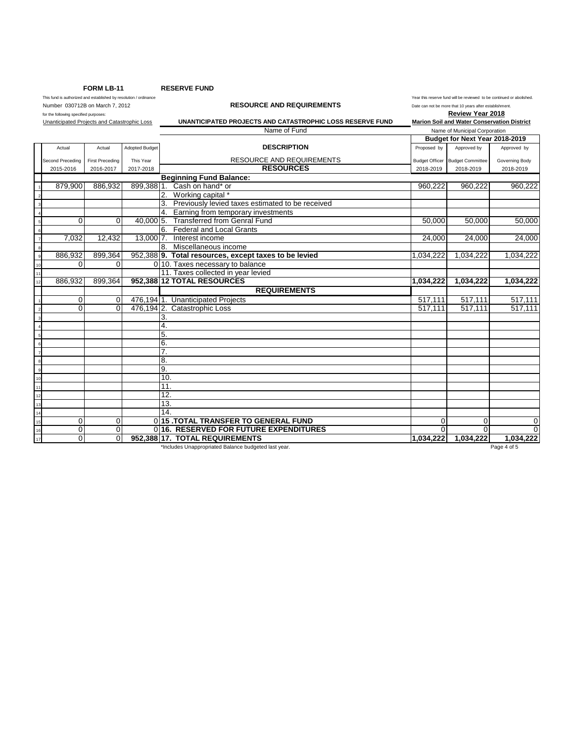**FORM LB-11** **RESERVE FUND**

This fund is authorized and established by resolution / ordinance
Number 030712B on March 7, 2012
for the following specified purposes:
Unanticipated Projects and Catastrophic Loss

## RESOURCE AND REQUIREMENTS

### UNANTICIPATED PROJECTS AND CATASTROPHIC LOSS RESERVE FUND

Name of Fund

Year this reserve fund will be reviewed to be continued or abolished.
Date can not be more that 10 years after establishment.
**Review Year 2018**
**Marion Soil and Water Conservation District**
Name of Municipal Corporation

| | Actual | Actual | Adopted Budget | DESCRIPTION | Budget for Next Year 2018-2019 | | |
|---|---|---|---|---|---|---|---|
| | Second Preceding 2015-2016 | First Preceding 2016-2017 | This Year 2017-2018 | RESOURCE AND REQUIREMENTS | Proposed by Budget Officer 2018-2019 | Approved by Budget Committee 2018-2019 | Approved by Governing Body 2018-2019 |
| | | | | **RESOURCES** | | | |
| | | | | **Beginning Fund Balance:** | | | |
| 1 | 879,900 | 886,932 | 899,388 | 1. Cash on hand* or | 960,222 | 960,222 | 960,222 |
| 2 | | | | 2. Working capital * | | | |
| 3 | | | | 3. Previously levied taxes estimated to be received | | | |
| 4 | | | | 4. Earning from temporary investments | | | |
| 5 | 0 | 0 | 40,000 | 5. Transferred from Genral Fund | 50,000 | 50,000 | 50,000 |
| 6 | | | | 6. Federal and Local Grants | | | |
| 7 | 7,032 | 12,432 | 13,000 | 7. Interest income | 24,000 | 24,000 | 24,000 |
| 8 | | | | 8. Miscellaneous income | | | |
| 9 | 886,932 | 899,364 | 952,388 | **9. Total resources, except taxes to be levied** | 1,034,222 | 1,034,222 | 1,034,222 |
| 10 | 0 | 0 | 0 | 10. Taxes necessary to balance | | | |
| 11 | | | | 11. Taxes collected in year levied | | | |
| 12 | 886,932 | 899,364 | **952,388** | **12 TOTAL RESOURCES** | **1,034,222** | **1,034,222** | **1,034,222** |
| | | | | **REQUIREMENTS** | | | |
| 1 | 0 | 0 | 476,194 | 1. Unanticipated Projects | 517,111 | 517,111 | 517,111 |
| 2 | 0 | 0 | 476,194 | 2. Catastrophic Loss | 517,111 | 517,111 | 517,111 |
| 3 | | | | 3. | | | |
| 4 | | | | 4. | | | |
| 5 | | | | 5. | | | |
| 6 | | | | 6. | | | |
| 7 | | | | 7. | | | |
| 8 | | | | 8. | | | |
| 9 | | | | 9. | | | |
| 10 | | | | 10. | | | |
| 11 | | | | 11. | | | |
| 12 | | | | 12. | | | |
| 13 | | | | 13. | | | |
| 14 | | | | 14. | | | |
| 15 | 0 | 0 | 0 | **15 .TOTAL TRANSFER TO GENERAL FUND** | 0 | 0 | 0 |
| 16 | 0 | 0 | 0 | **16. RESERVED FOR FUTURE EXPENDITURES** | 0 | 0 | 0 |
| 17 | 0 | 0 | **952,388** | **17. TOTAL REQUIREMENTS** | **1,034,222** | **1,034,222** | **1,034,222** |

*Includes Unappropriated Balance budgeted last year.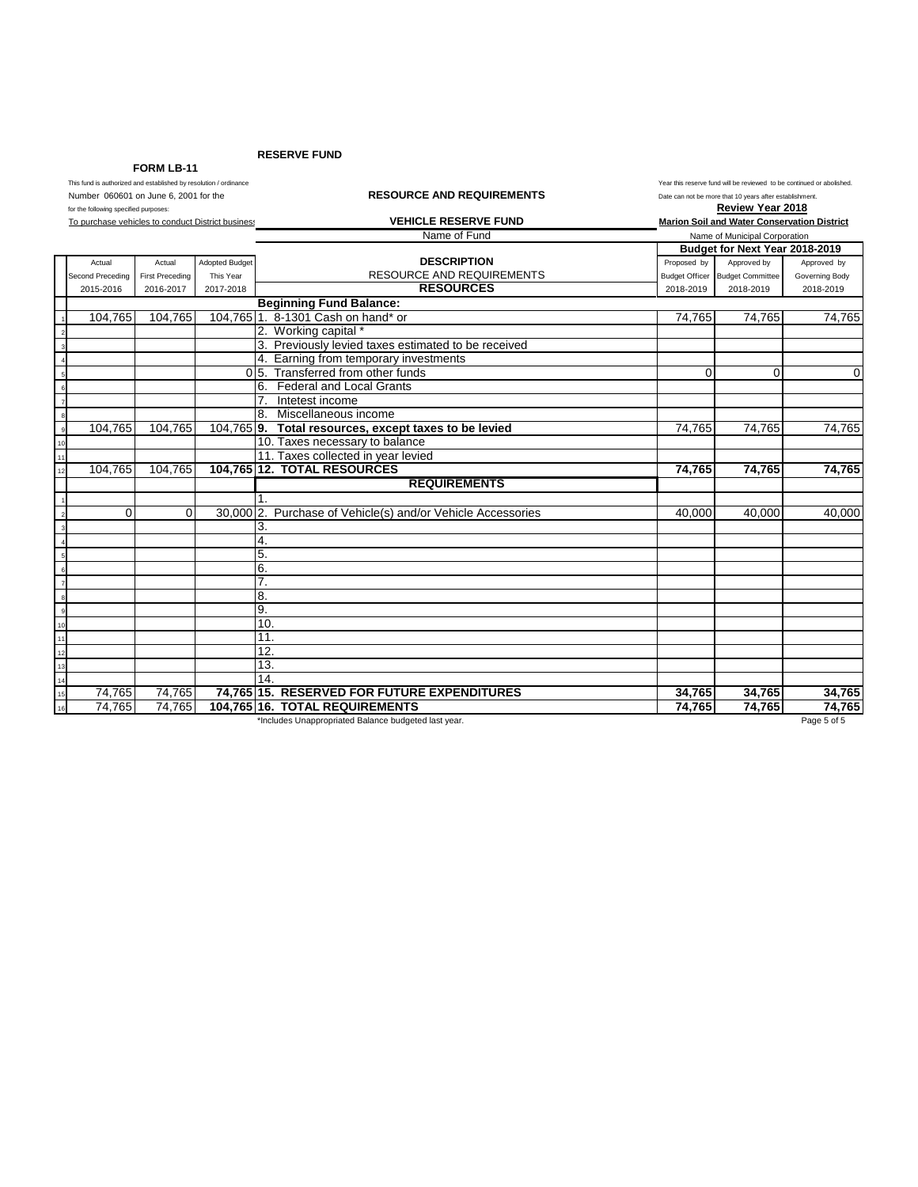**RESERVE FUND**

**FORM LB-11**

This fund is authorized and established by resolution / ordinance
Number 060601 on June 6, 2001 for the
for the following specified purposes:
To purchase vehicles to conduct District business

**RESOURCE AND REQUIREMENTS**

**VEHICLE RESERVE FUND**
Name of Fund

Year this reserve fund will be reviewed to be continued or abolished.
Date can not be more that 10 years after establishment.
**Review Year 2018**
**Marion Soil and Water Conservation District**
Name of Municipal Corporation

| | Actual Second Preceding 2015-2016 | Actual First Preceding 2016-2017 | Adopted Budget This Year 2017-2018 | DESCRIPTION RESOURCE AND REQUIREMENTS | Budget for Next Year 2018-2019: Proposed by Budget Officer 2018-2019 | Approved by Budget Committee 2018-2019 | Approved by Governing Body 2018-2019 |
|---|---|---|---|---|---|---|---|
| | | | | **RESOURCES** | | | |
| | | | | **Beginning Fund Balance:** | | | |
| 1 | 104,765 | 104,765 | 104,765 | 1. 8-1301 Cash on hand* or | 74,765 | 74,765 | 74,765 |
| 2 | | | | 2. Working capital * | | | |
| 3 | | | | 3. Previously levied taxes estimated to be received | | | |
| 4 | | | | 4. Earning from temporary investments | | | |
| 5 | | | 0 | 5. Transferred from other funds | 0 | 0 | 0 |
| 6 | | | | 6. Federal and Local Grants | | | |
| 7 | | | | 7. Intetest income | | | |
| 8 | | | | 8. Miscellaneous income | | | |
| 9 | 104,765 | 104,765 | 104,765 | **9. Total resources, except taxes to be levied** | 74,765 | 74,765 | 74,765 |
| 10 | | | | 10. Taxes necessary to balance | | | |
| 11 | | | | 11. Taxes collected in year levied | | | |
| 12 | 104,765 | 104,765 | **104,765** | **12. TOTAL RESOURCES** | **74,765** | **74,765** | **74,765** |
| | | | | **REQUIREMENTS** | | | |
| 1 | | | | 1. | | | |
| 2 | 0 | 0 | 30,000 | 2. Purchase of Vehicle(s) and/or Vehicle Accessories | 40,000 | 40,000 | 40,000 |
| 3 | | | | 3. | | | |
| 4 | | | | 4. | | | |
| 5 | | | | 5. | | | |
| 6 | | | | 6. | | | |
| 7 | | | | 7. | | | |
| 8 | | | | 8. | | | |
| 9 | | | | 9. | | | |
| 10 | | | | 10. | | | |
| 11 | | | | 11. | | | |
| 12 | | | | 12. | | | |
| 13 | | | | 13. | | | |
| 14 | | | | 14. | | | |
| 15 | 74,765 | 74,765 | **74,765** | **15. RESERVED FOR FUTURE EXPENDITURES** | **34,765** | **34,765** | **34,765** |
| 16 | 74,765 | 74,765 | **104,765** | **16. TOTAL REQUIREMENTS** | **74,765** | **74,765** | **74,765** |

*Includes Unappropriated Balance budgeted last year.